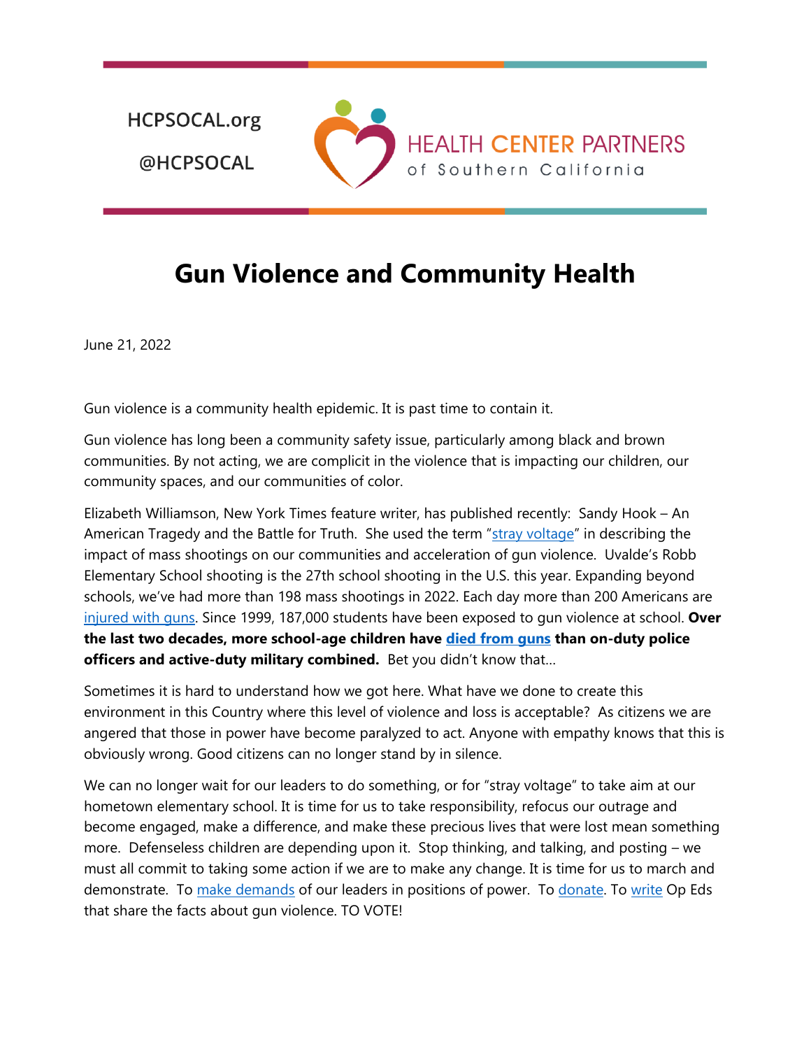HCPSOCAL.org

@HCPSOCAL

HEALTH CENTER PARTNERS of Southern California

# Gun Violence and Community Health

June 21, 2022

Gun violence is a community health epidemic. It is past time to contain it.

Gun violence has long been a community safety issue, particularly among black and brown communities. By not acting, we are complicit in the violence that is impacting our children, our community spaces, and our communities of color.

Elizabeth Williamson, New York Times feature writer, has published recently: Sandy Hook – An American Tragedy and the Battle for Truth. She used the term "stray voltage" in describing the impact of mass shootings on our communities and acceleration of gun violence. Uvalde's Robb Elementary School shooting is the 27th school shooting in the U.S. this year. Expanding beyond schools, we've had more than 198 mass shootings in 2022. Each day more than 200 Americans are injured with guns. Since 1999, 187,000 students have been exposed to gun violence at school. **Over the last two decades, more school-age children have died from guns than on-duty police officers and active-duty military combined.** Bet you didn't know that…

Sometimes it is hard to understand how we got here. What have we done to create this environment in this Country where this level of violence and loss is acceptable? As citizens we are angered that those in power have become paralyzed to act. Anyone with empathy knows that this is obviously wrong. Good citizens can no longer stand by in silence.

We can no longer wait for our leaders to do something, or for "stray voltage" to take aim at our hometown elementary school. It is time for us to take responsibility, refocus our outrage and become engaged, make a difference, and make these precious lives that were lost mean something more. Defenseless children are depending upon it. Stop thinking, and talking, and posting – we must all commit to taking some action if we are to make any change. It is time for us to march and demonstrate. To make demands of our leaders in positions of power. To donate. To write Op Eds that share the facts about gun violence. TO VOTE!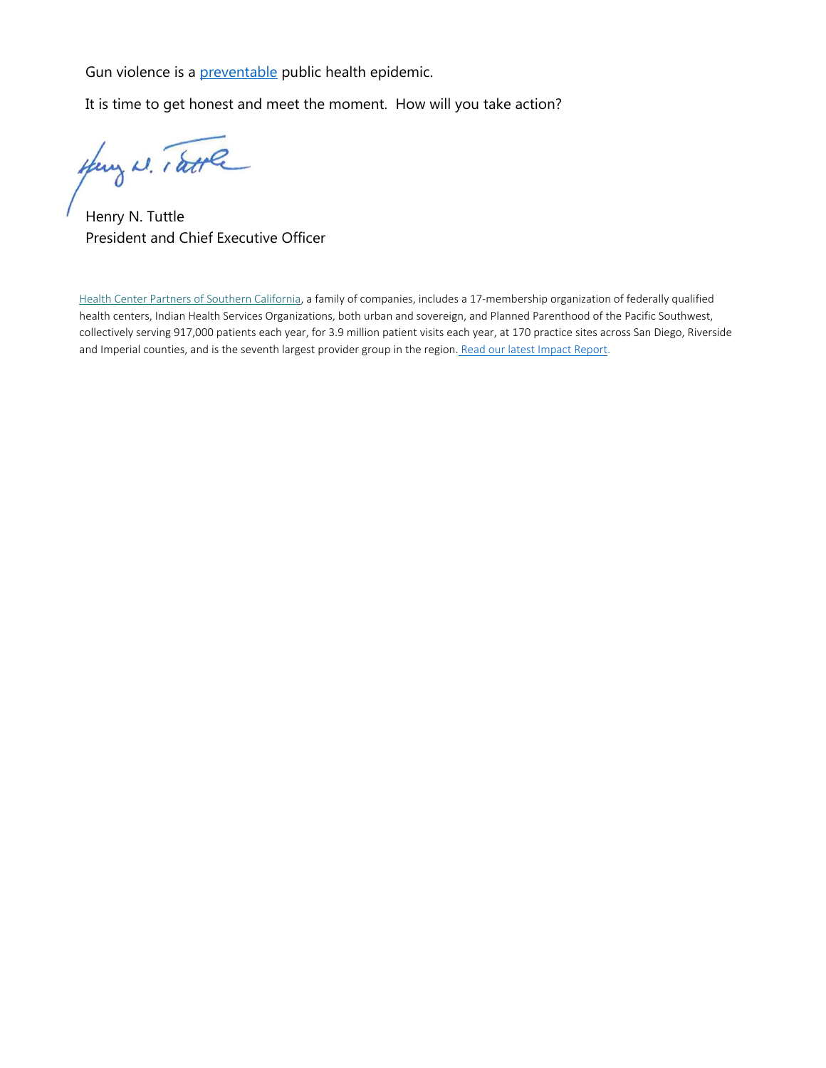Gun violence is a preventable public health epidemic.

It is time to get honest and meet the moment. How will you take action?

Henry N. Tuttle
President and Chief Executive Officer

Health Center Partners of Southern California, a family of companies, includes a 17-membership organization of federally qualified health centers, Indian Health Services Organizations, both urban and sovereign, and Planned Parenthood of the Pacific Southwest, collectively serving 917,000 patients each year, for 3.9 million patient visits each year, at 170 practice sites across San Diego, Riverside and Imperial counties, and is the seventh largest provider group in the region. Read our latest Impact Report.